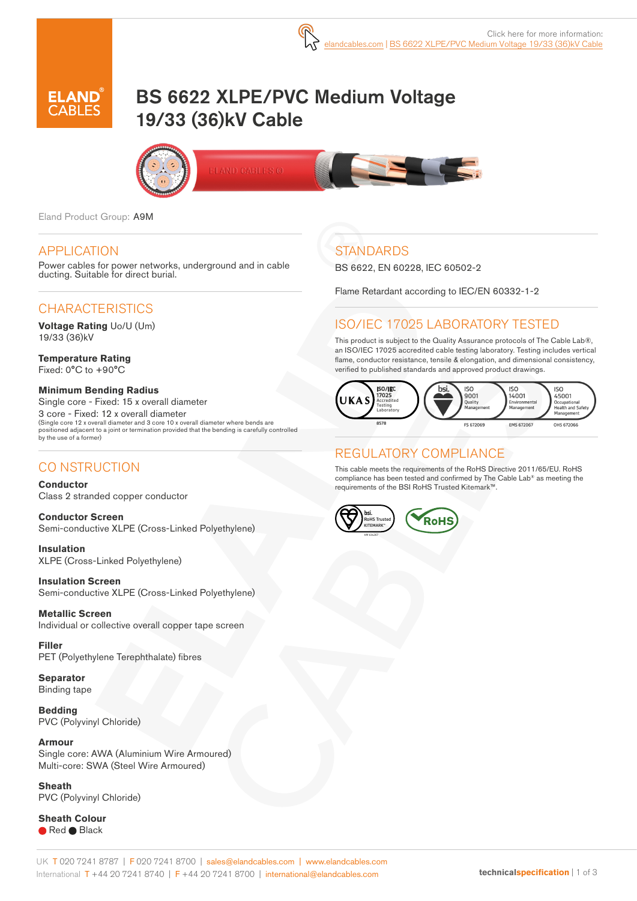Click here for more information:
elandcables.com | BS 6622 XLPE/PVC Medium Voltage 19/33 (36)kV Cable

# BS 6622 XLPE/PVC Medium Voltage 19/33 (36)kV Cable

Eland Product Group: A9M

## APPLICATION

Power cables for power networks, underground and in cable ducting. Suitable for direct burial.

## CHARACTERISTICS

**Voltage Rating** Uo/U (Um)
19/33 (36)kV

**Temperature Rating**
Fixed: 0°C to +90°C

**Minimum Bending Radius**
Single core - Fixed: 15 x overall diameter
3 core - Fixed: 12 x overall diameter
(Single core 12 x overall diameter and 3 core 10 x overall diameter where bends are positioned adjacent to a joint or termination provided that the bending is carefully controlled by the use of a former)

## CONSTRUCTION

**Conductor**
Class 2 stranded copper conductor

**Conductor Screen**
Semi-conductive XLPE (Cross-Linked Polyethylene)

**Insulation**
XLPE (Cross-Linked Polyethylene)

**Insulation Screen**
Semi-conductive XLPE (Cross-Linked Polyethylene)

**Metallic Screen**
Individual or collective overall copper tape screen

**Filler**
PET (Polyethylene Terephthalate) fibres

**Separator**
Binding tape

**Bedding**
PVC (Polyvinyl Chloride)

**Armour**
Single core: AWA (Aluminium Wire Armoured)
Multi-core: SWA (Steel Wire Armoured)

**Sheath**
PVC (Polyvinyl Chloride)

**Sheath Colour**
Red, Black

## STANDARDS

BS 6622, EN 60228, IEC 60502-2

Flame Retardant according to IEC/EN 60332-1-2

## ISO/IEC 17025 LABORATORY TESTED

This product is subject to the Quality Assurance protocols of The Cable Lab®, an ISO/IEC 17025 accredited cable testing laboratory. Testing includes vertical flame, conductor resistance, tensile & elongation, and dimensional consistency, verified to published standards and approved product drawings.

UKAS ISO/IEC 17025 Accredited Testing Laboratory 8578 | bsi. ISO 9001 Quality Management FS 672069 | ISO 14001 Environmental Management EMS 672067 | ISO 45001 Occupational Health and Safety Management OHS 672066

## REGULATORY COMPLIANCE

This cable meets the requirements of the RoHS Directive 2011/65/EU. RoHS compliance has been tested and confirmed by The Cable Lab® as meeting the requirements of the BSI RoHS Trusted Kitemark™.

bsi. RoHS Trusted KITEMARK™ KM 636267 | RoHS

UK T 020 7241 8787 | F 020 7241 8700 | sales@elandcables.com | www.elandcables.com
International T +44 20 7241 8740 | F +44 20 7241 8700 | international@elandcables.com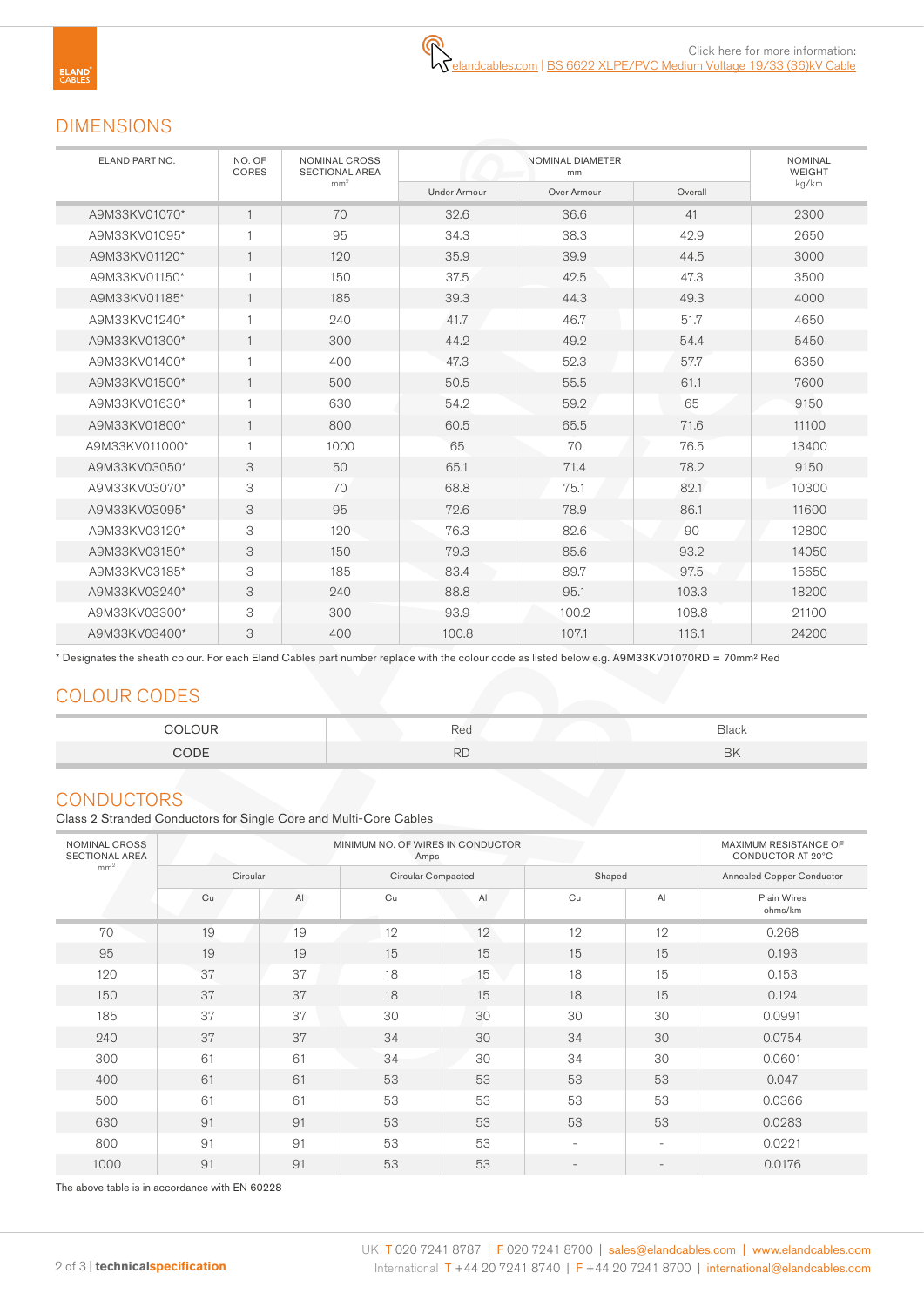Click here for more information: elandcables.com | BS 6622 XLPE/PVC Medium Voltage 19/33 (36)kV Cable

## DIMENSIONS

| ELAND PART NO. | NO. OF CORES | NOMINAL CROSS SECTIONAL AREA mm² | NOMINAL DIAMETER mm | | | NOMINAL WEIGHT kg/km |
|---|---|---|---|---|---|---|
| | | | Under Armour | Over Armour | Overall | |
| A9M33KV01070* | 1 | 70 | 32.6 | 36.6 | 41 | 2300 |
| A9M33KV01095* | 1 | 95 | 34.3 | 38.3 | 42.9 | 2650 |
| A9M33KV01120* | 1 | 120 | 35.9 | 39.9 | 44.5 | 3000 |
| A9M33KV01150* | 1 | 150 | 37.5 | 42.5 | 47.3 | 3500 |
| A9M33KV01185* | 1 | 185 | 39.3 | 44.3 | 49.3 | 4000 |
| A9M33KV01240* | 1 | 240 | 41.7 | 46.7 | 51.7 | 4650 |
| A9M33KV01300* | 1 | 300 | 44.2 | 49.2 | 54.4 | 5450 |
| A9M33KV01400* | 1 | 400 | 47.3 | 52.3 | 57.7 | 6350 |
| A9M33KV01500* | 1 | 500 | 50.5 | 55.5 | 61.1 | 7600 |
| A9M33KV01630* | 1 | 630 | 54.2 | 59.2 | 65 | 9150 |
| A9M33KV01800* | 1 | 800 | 60.5 | 65.5 | 71.6 | 11100 |
| A9M33KV011000* | 1 | 1000 | 65 | 70 | 76.5 | 13400 |
| A9M33KV03050* | 3 | 50 | 65.1 | 71.4 | 78.2 | 9150 |
| A9M33KV03070* | 3 | 70 | 68.8 | 75.1 | 82.1 | 10300 |
| A9M33KV03095* | 3 | 95 | 72.6 | 78.9 | 86.1 | 11600 |
| A9M33KV03120* | 3 | 120 | 76.3 | 82.6 | 90 | 12800 |
| A9M33KV03150* | 3 | 150 | 79.3 | 85.6 | 93.2 | 14050 |
| A9M33KV03185* | 3 | 185 | 83.4 | 89.7 | 97.5 | 15650 |
| A9M33KV03240* | 3 | 240 | 88.8 | 95.1 | 103.3 | 18200 |
| A9M33KV03300* | 3 | 300 | 93.9 | 100.2 | 108.8 | 21100 |
| A9M33KV03400* | 3 | 400 | 100.8 | 107.1 | 116.1 | 24200 |

* Designates the sheath colour. For each Eland Cables part number replace with the colour code as listed below e.g. A9M33KV01070RD = 70mm² Red

## COLOUR CODES

| COLOUR | Red | Black |
|---|---|---|
| CODE | RD | BK |

## CONDUCTORS

Class 2 Stranded Conductors for Single Core and Multi-Core Cables

| NOMINAL CROSS SECTIONAL AREA mm² | MINIMUM NO. OF WIRES IN CONDUCTOR Amps | | | | | | MAXIMUM RESISTANCE OF CONDUCTOR AT 20°C |
|---|---|---|---|---|---|---|---|
| | Circular | | Circular Compacted | | Shaped | | Annealed Copper Conductor |
| | Cu | Al | Cu | Al | Cu | Al | Plain Wires ohms/km |
| 70 | 19 | 19 | 12 | 12 | 12 | 12 | 0.268 |
| 95 | 19 | 19 | 15 | 15 | 15 | 15 | 0.193 |
| 120 | 37 | 37 | 18 | 15 | 18 | 15 | 0.153 |
| 150 | 37 | 37 | 18 | 15 | 18 | 15 | 0.124 |
| 185 | 37 | 37 | 30 | 30 | 30 | 30 | 0.0991 |
| 240 | 37 | 37 | 34 | 30 | 34 | 30 | 0.0754 |
| 300 | 61 | 61 | 34 | 30 | 34 | 30 | 0.0601 |
| 400 | 61 | 61 | 53 | 53 | 53 | 53 | 0.047 |
| 500 | 61 | 61 | 53 | 53 | 53 | 53 | 0.0366 |
| 630 | 91 | 91 | 53 | 53 | 53 | 53 | 0.0283 |
| 800 | 91 | 91 | 53 | 53 | - | - | 0.0221 |
| 1000 | 91 | 91 | 53 | 53 | - | - | 0.0176 |

The above table is in accordance with EN 60228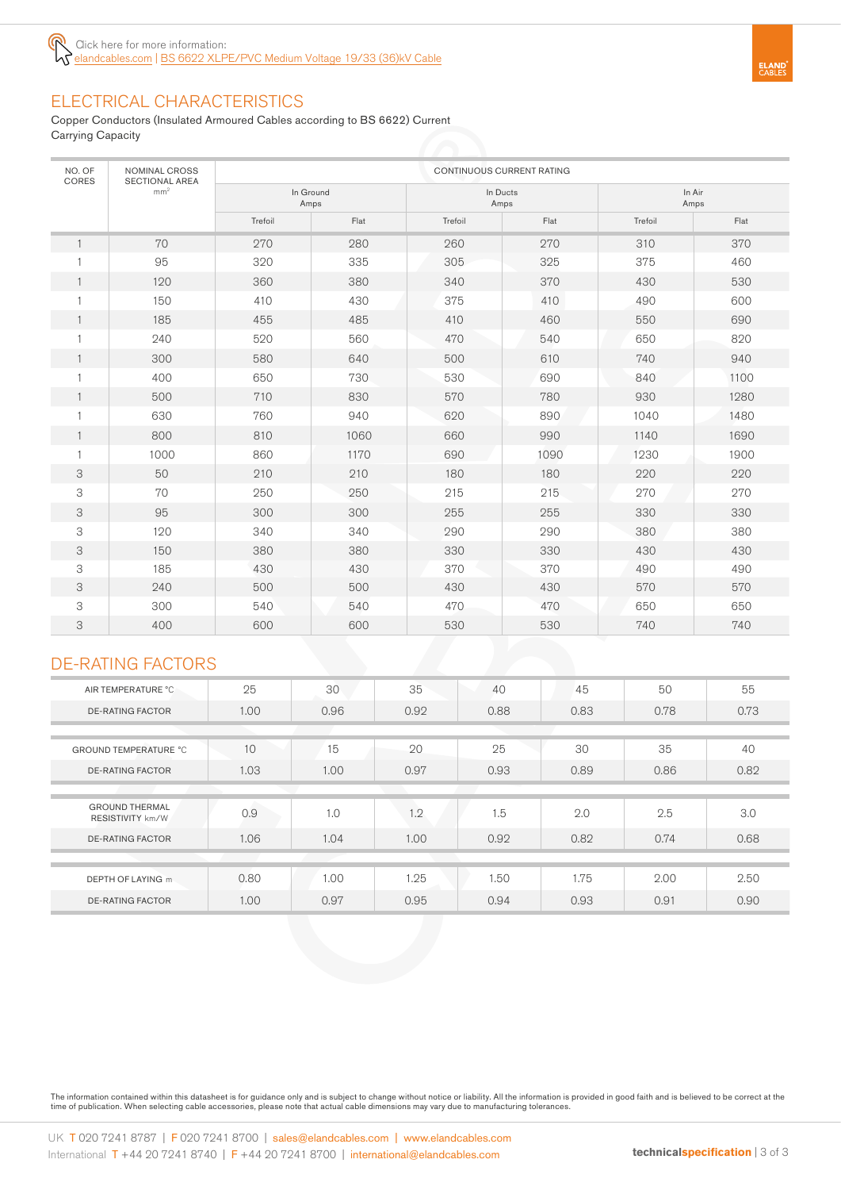Click here for more information:
elandcables.com | BS 6622 XLPE/PVC Medium Voltage 19/33 (36)kV Cable

## ELECTRICAL CHARACTERISTICS

Copper Conductors (Insulated Armoured Cables according to BS 6622) Current Carrying Capacity

| NO. OF CORES | NOMINAL CROSS SECTIONAL AREA mm² | CONTINUOUS CURRENT RATING | | | | | |
|---|---|---|---|---|---|---|---|
| | | In Ground Amps | | In Ducts Amps | | In Air Amps | |
| | | Trefoil | Flat | Trefoil | Flat | Trefoil | Flat |
| 1 | 70 | 270 | 280 | 260 | 270 | 310 | 370 |
| 1 | 95 | 320 | 335 | 305 | 325 | 375 | 460 |
| 1 | 120 | 360 | 380 | 340 | 370 | 430 | 530 |
| 1 | 150 | 410 | 430 | 375 | 410 | 490 | 600 |
| 1 | 185 | 455 | 485 | 410 | 460 | 550 | 690 |
| 1 | 240 | 520 | 560 | 470 | 540 | 650 | 820 |
| 1 | 300 | 580 | 640 | 500 | 610 | 740 | 940 |
| 1 | 400 | 650 | 730 | 530 | 690 | 840 | 1100 |
| 1 | 500 | 710 | 830 | 570 | 780 | 930 | 1280 |
| 1 | 630 | 760 | 940 | 620 | 890 | 1040 | 1480 |
| 1 | 800 | 810 | 1060 | 660 | 990 | 1140 | 1690 |
| 1 | 1000 | 860 | 1170 | 690 | 1090 | 1230 | 1900 |
| 3 | 50 | 210 | 210 | 180 | 180 | 220 | 220 |
| 3 | 70 | 250 | 250 | 215 | 215 | 270 | 270 |
| 3 | 95 | 300 | 300 | 255 | 255 | 330 | 330 |
| 3 | 120 | 340 | 340 | 290 | 290 | 380 | 380 |
| 3 | 150 | 380 | 380 | 330 | 330 | 430 | 430 |
| 3 | 185 | 430 | 430 | 370 | 370 | 490 | 490 |
| 3 | 240 | 500 | 500 | 430 | 430 | 570 | 570 |
| 3 | 300 | 540 | 540 | 470 | 470 | 650 | 650 |
| 3 | 400 | 600 | 600 | 530 | 530 | 740 | 740 |

## DE-RATING FACTORS

| AIR TEMPERATURE °C | 25 | 30 | 35 | 40 | 45 | 50 | 55 |
|---|---|---|---|---|---|---|---|
| DE-RATING FACTOR | 1.00 | 0.96 | 0.92 | 0.88 | 0.83 | 0.78 | 0.73 |

| GROUND TEMPERATURE °C | 10 | 15 | 20 | 25 | 30 | 35 | 40 |
|---|---|---|---|---|---|---|---|
| DE-RATING FACTOR | 1.03 | 1.00 | 0.97 | 0.93 | 0.89 | 0.86 | 0.82 |

| GROUND THERMAL RESISTIVITY km/W | 0.9 | 1.0 | 1.2 | 1.5 | 2.0 | 2.5 | 3.0 |
|---|---|---|---|---|---|---|---|
| DE-RATING FACTOR | 1.06 | 1.04 | 1.00 | 0.92 | 0.82 | 0.74 | 0.68 |

| DEPTH OF LAYING m | 0.80 | 1.00 | 1.25 | 1.50 | 1.75 | 2.00 | 2.50 |
|---|---|---|---|---|---|---|---|
| DE-RATING FACTOR | 1.00 | 0.97 | 0.95 | 0.94 | 0.93 | 0.91 | 0.90 |

The information contained within this datasheet is for guidance only and is subject to change without notice or liability. All the information is provided in good faith and is believed to be correct at the time of publication. When selecting cable accessories, please note that actual cable dimensions may vary due to manufacturing tolerances.

UK T 020 7241 8787 | F 020 7241 8700 | sales@elandcables.com | www.elandcables.com
International T +44 20 7241 8740 | F +44 20 7241 8700 | international@elandcables.com